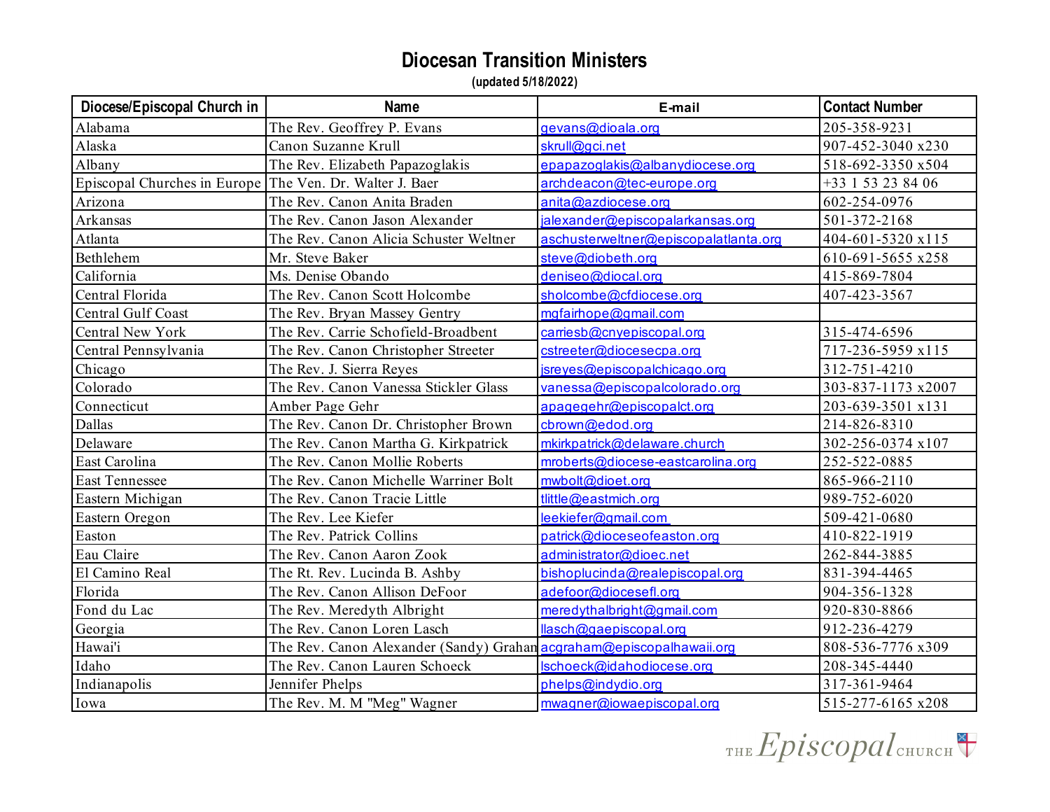# Diocesan Transition Ministers

(updated 5/18/2022)

| Diocese/Episcopal Church in | Name | E-mail | Contact Number |
|---|---|---|---|
| Alabama | The Rev. Geoffrey P. Evans | gevans@dioala.org | 205-358-9231 |
| Alaska | Canon Suzanne Krull | skrull@gci.net | 907-452-3040 x230 |
| Albany | The Rev. Elizabeth Papazoglakis | epapazoglakis@albanydiocese.org | 518-692-3350 x504 |
| Episcopal Churches in Europe | The Ven. Dr. Walter J. Baer | archdeacon@tec-europe.org | +33 1 53 23 84 06 |
| Arizona | The Rev. Canon Anita Braden | anita@azdiocese.org | 602-254-0976 |
| Arkansas | The Rev. Canon Jason Alexander | jalexander@episcopalarkansas.org | 501-372-2168 |
| Atlanta | The Rev. Canon Alicia Schuster Weltner | aschusterweltner@episcopalatlanta.org | 404-601-5320 x115 |
| Bethlehem | Mr. Steve Baker | steve@diobeth.org | 610-691-5655 x258 |
| California | Ms. Denise Obando | deniseo@diocal.org | 415-869-7804 |
| Central Florida | The Rev. Canon Scott Holcombe | sholcombe@cfdiocese.org | 407-423-3567 |
| Central Gulf Coast | The Rev. Bryan Massey Gentry | mgfairhope@gmail.com | |
| Central New York | The Rev. Carrie Schofield-Broadbent | carriesb@cnyepiscopal.org | 315-474-6596 |
| Central Pennsylvania | The Rev. Canon Christopher Streeter | cstreeter@diocesecpa.org | 717-236-5959 x115 |
| Chicago | The Rev. J. Sierra Reyes | jsreyes@episcopalchicago.org | 312-751-4210 |
| Colorado | The Rev. Canon Vanessa Stickler Glass | vanessa@episcopalcolorado.org | 303-837-1173 x2007 |
| Connecticut | Amber Page Gehr | apagegehr@episcopalct.org | 203-639-3501 x131 |
| Dallas | The Rev. Canon Dr. Christopher Brown | cbrown@edod.org | 214-826-8310 |
| Delaware | The Rev. Canon Martha G. Kirkpatrick | mkirkpatrick@delaware.church | 302-256-0374 x107 |
| East Carolina | The Rev. Canon Mollie Roberts | mroberts@diocese-eastcarolina.org | 252-522-0885 |
| East Tennessee | The Rev. Canon Michelle Warriner Bolt | mwbolt@dioet.org | 865-966-2110 |
| Eastern Michigan | The Rev. Canon Tracie Little | tlittle@eastmich.org | 989-752-6020 |
| Eastern Oregon | The Rev. Lee Kiefer | leekiefer@gmail.com | 509-421-0680 |
| Easton | The Rev. Patrick Collins | patrick@dioceseofeaston.org | 410-822-1919 |
| Eau Claire | The Rev. Canon Aaron Zook | administrator@dioec.net | 262-844-3885 |
| El Camino Real | The Rt. Rev. Lucinda B. Ashby | bishoplucinda@realepiscopal.org | 831-394-4465 |
| Florida | The Rev. Canon Allison DeFoor | adefoor@diocesefl.org | 904-356-1328 |
| Fond du Lac | The Rev. Meredyth Albright | meredythalbright@gmail.com | 920-830-8866 |
| Georgia | The Rev. Canon Loren Lasch | llasch@gaepiscopal.org | 912-236-4279 |
| Hawai'i | The Rev. Canon Alexander (Sandy) Graham | acgraham@episcopalhawaii.org | 808-536-7776 x309 |
| Idaho | The Rev. Canon Lauren Schoeck | lschoeck@idahodiocese.org | 208-345-4440 |
| Indianapolis | Jennifer Phelps | phelps@indydio.org | 317-361-9464 |
| Iowa | The Rev. M. M "Meg" Wagner | mwagner@iowaepiscopal.org | 515-277-6165 x208 |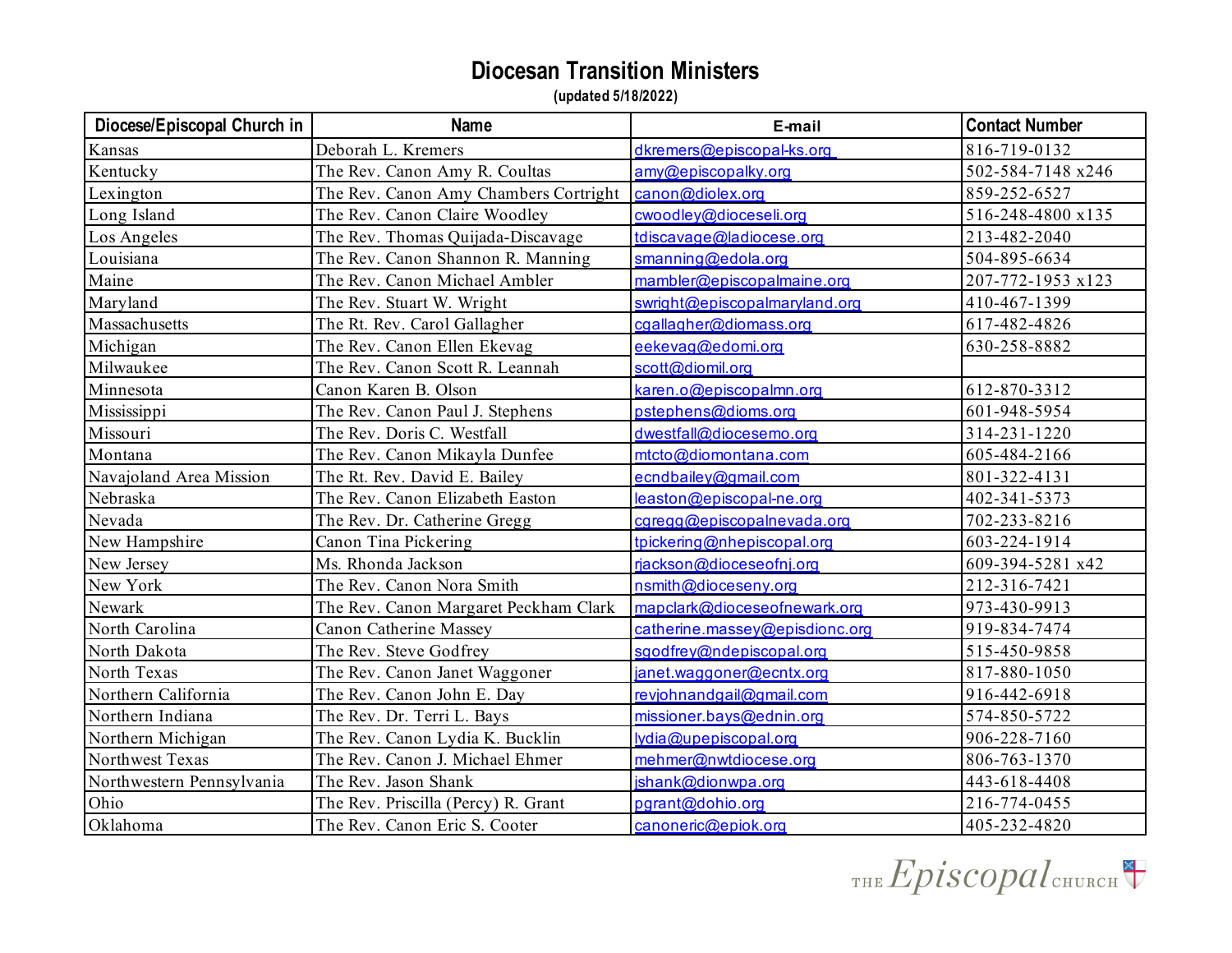# Diocesan Transition Ministers

**(updated 5/18/2022)**

| Diocese/Episcopal Church in | Name | E-mail | Contact Number |
|---|---|---|---|
| Kansas | Deborah L. Kremers | dkremers@episcopal-ks.org | 816-719-0132 |
| Kentucky | The Rev. Canon Amy R. Coultas | amy@episcopalky.org | 502-584-7148 x246 |
| Lexington | The Rev. Canon Amy Chambers Cortright | canon@diolex.org | 859-252-6527 |
| Long Island | The Rev. Canon Claire Woodley | cwoodley@dioceseli.org | 516-248-4800 x135 |
| Los Angeles | The Rev. Thomas Quijada-Discavage | tdiscavage@ladiocese.org | 213-482-2040 |
| Louisiana | The Rev. Canon Shannon R. Manning | smanning@edola.org | 504-895-6634 |
| Maine | The Rev. Canon Michael Ambler | mambler@episcopalmaine.org | 207-772-1953 x123 |
| Maryland | The Rev. Stuart W. Wright | swright@episcopalmaryland.org | 410-467-1399 |
| Massachusetts | The Rt. Rev. Carol Gallagher | cgallagher@diomass.org | 617-482-4826 |
| Michigan | The Rev. Canon Ellen Ekevag | eekevag@edomi.org | 630-258-8882 |
| Milwaukee | The Rev. Canon Scott R. Leannah | scott@diomil.org | |
| Minnesota | Canon Karen B. Olson | karen.o@episcopalmn.org | 612-870-3312 |
| Mississippi | The Rev. Canon Paul J. Stephens | pstephens@dioms.org | 601-948-5954 |
| Missouri | The Rev. Doris C. Westfall | dwestfall@diocesemo.org | 314-231-1220 |
| Montana | The Rev. Canon Mikayla Dunfee | mtcto@diomontana.com | 605-484-2166 |
| Navajoland Area Mission | The Rt. Rev. David E. Bailey | ecndbailey@gmail.com | 801-322-4131 |
| Nebraska | The Rev. Canon Elizabeth Easton | leaston@episcopal-ne.org | 402-341-5373 |
| Nevada | The Rev. Dr. Catherine Gregg | cgregg@episcopalnevada.org | 702-233-8216 |
| New Hampshire | Canon Tina Pickering | tpickering@nhepiscopal.org | 603-224-1914 |
| New Jersey | Ms. Rhonda Jackson | rjackson@dioceseofnj.org | 609-394-5281 x42 |
| New York | The Rev. Canon Nora Smith | nsmith@dioceseny.org | 212-316-7421 |
| Newark | The Rev. Canon Margaret Peckham Clark | mapclark@dioceseofnewark.org | 973-430-9913 |
| North Carolina | Canon Catherine Massey | catherine.massey@episdionc.org | 919-834-7474 |
| North Dakota | The Rev. Steve Godfrey | sgodfrey@ndepiscopal.org | 515-450-9858 |
| North Texas | The Rev. Canon Janet Waggoner | janet.waggoner@ecntx.org | 817-880-1050 |
| Northern California | The Rev. Canon John E. Day | revjohnandgail@gmail.com | 916-442-6918 |
| Northern Indiana | The Rev. Dr. Terri L. Bays | missioner.bays@ednin.org | 574-850-5722 |
| Northern Michigan | The Rev. Canon Lydia K. Bucklin | lydia@upepiscopal.org | 906-228-7160 |
| Northwest Texas | The Rev. Canon J. Michael Ehmer | mehmer@nwtdiocese.org | 806-763-1370 |
| Northwestern Pennsylvania | The Rev. Jason Shank | jshank@dionwpa.org | 443-618-4408 |
| Ohio | The Rev. Priscilla (Percy) R. Grant | pgrant@dohio.org | 216-774-0455 |
| Oklahoma | The Rev. Canon Eric S. Cooter | canoneric@epiok.org | 405-232-4820 |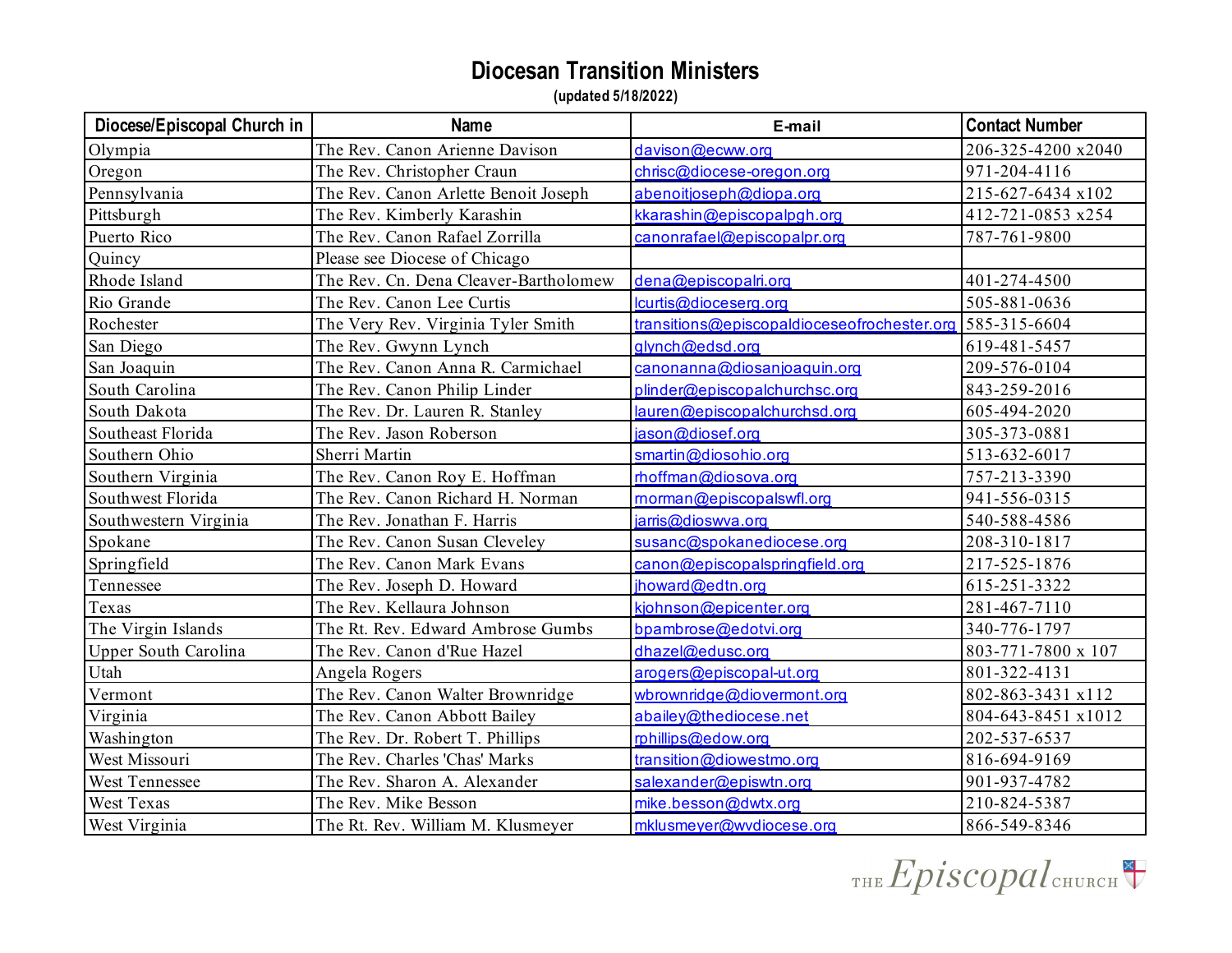# Diocesan Transition Ministers

**(updated 5/18/2022)**

| Diocese/Episcopal Church in | Name | E-mail | Contact Number |
|---|---|---|---|
| Olympia | The Rev. Canon Arienne Davison | davison@ecww.org | 206-325-4200 x2040 |
| Oregon | The Rev. Christopher Craun | chrisc@diocese-oregon.org | 971-204-4116 |
| Pennsylvania | The Rev. Canon Arlette Benoit Joseph | abenoitjoseph@diopa.org | 215-627-6434 x102 |
| Pittsburgh | The Rev. Kimberly Karashin | kkarashin@episcopalpgh.org | 412-721-0853 x254 |
| Puerto Rico | The Rev. Canon Rafael Zorrilla | canonrafael@episcopalpr.org | 787-761-9800 |
| Quincy | Please see Diocese of Chicago | | |
| Rhode Island | The Rev. Cn. Dena Cleaver-Bartholomew | dena@episcopalri.org | 401-274-4500 |
| Rio Grande | The Rev. Canon Lee Curtis | lcurtis@dioceserg.org | 505-881-0636 |
| Rochester | The Very Rev. Virginia Tyler Smith | transitions@episcopaldioceseofrochester.org | 585-315-6604 |
| San Diego | The Rev. Gwynn Lynch | glynch@edsd.org | 619-481-5457 |
| San Joaquin | The Rev. Canon Anna R. Carmichael | canonanna@diosanjoaquin.org | 209-576-0104 |
| South Carolina | The Rev. Canon Philip Linder | plinder@episcopalchurchsc.org | 843-259-2016 |
| South Dakota | The Rev. Dr. Lauren R. Stanley | lauren@episcopalchurchsd.org | 605-494-2020 |
| Southeast Florida | The Rev. Jason Roberson | jason@diosef.org | 305-373-0881 |
| Southern Ohio | Sherri Martin | smartin@diosohio.org | 513-632-6017 |
| Southern Virginia | The Rev. Canon Roy E. Hoffman | rhoffman@diosova.org | 757-213-3390 |
| Southwest Florida | The Rev. Canon Richard H. Norman | rnorman@episcopalswfl.org | 941-556-0315 |
| Southwestern Virginia | The Rev. Jonathan F. Harris | jarris@dioswva.org | 540-588-4586 |
| Spokane | The Rev. Canon Susan Cleveley | susanc@spokanediocese.org | 208-310-1817 |
| Springfield | The Rev. Canon Mark Evans | canon@episcopalspringfield.org | 217-525-1876 |
| Tennessee | The Rev. Joseph D. Howard | jhoward@edtn.org | 615-251-3322 |
| Texas | The Rev. Kellaura Johnson | kjohnson@epicenter.org | 281-467-7110 |
| The Virgin Islands | The Rt. Rev. Edward Ambrose Gumbs | bpambrose@edotvi.org | 340-776-1797 |
| Upper South Carolina | The Rev. Canon d'Rue Hazel | dhazel@edusc.org | 803-771-7800 x 107 |
| Utah | Angela Rogers | arogers@episcopal-ut.org | 801-322-4131 |
| Vermont | The Rev. Canon Walter Brownridge | wbrownridge@diovermont.org | 802-863-3431 x112 |
| Virginia | The Rev. Canon Abbott Bailey | abailey@thediocese.net | 804-643-8451 x1012 |
| Washington | The Rev. Dr. Robert T. Phillips | rphillips@edow.org | 202-537-6537 |
| West Missouri | The Rev. Charles 'Chas' Marks | transition@diowestmo.org | 816-694-9169 |
| West Tennessee | The Rev. Sharon A. Alexander | salexander@episwtn.org | 901-937-4782 |
| West Texas | The Rev. Mike Besson | mike.besson@dwtx.org | 210-824-5387 |
| West Virginia | The Rt. Rev. William M. Klusmeyer | mklusmeyer@wvdiocese.org | 866-549-8346 |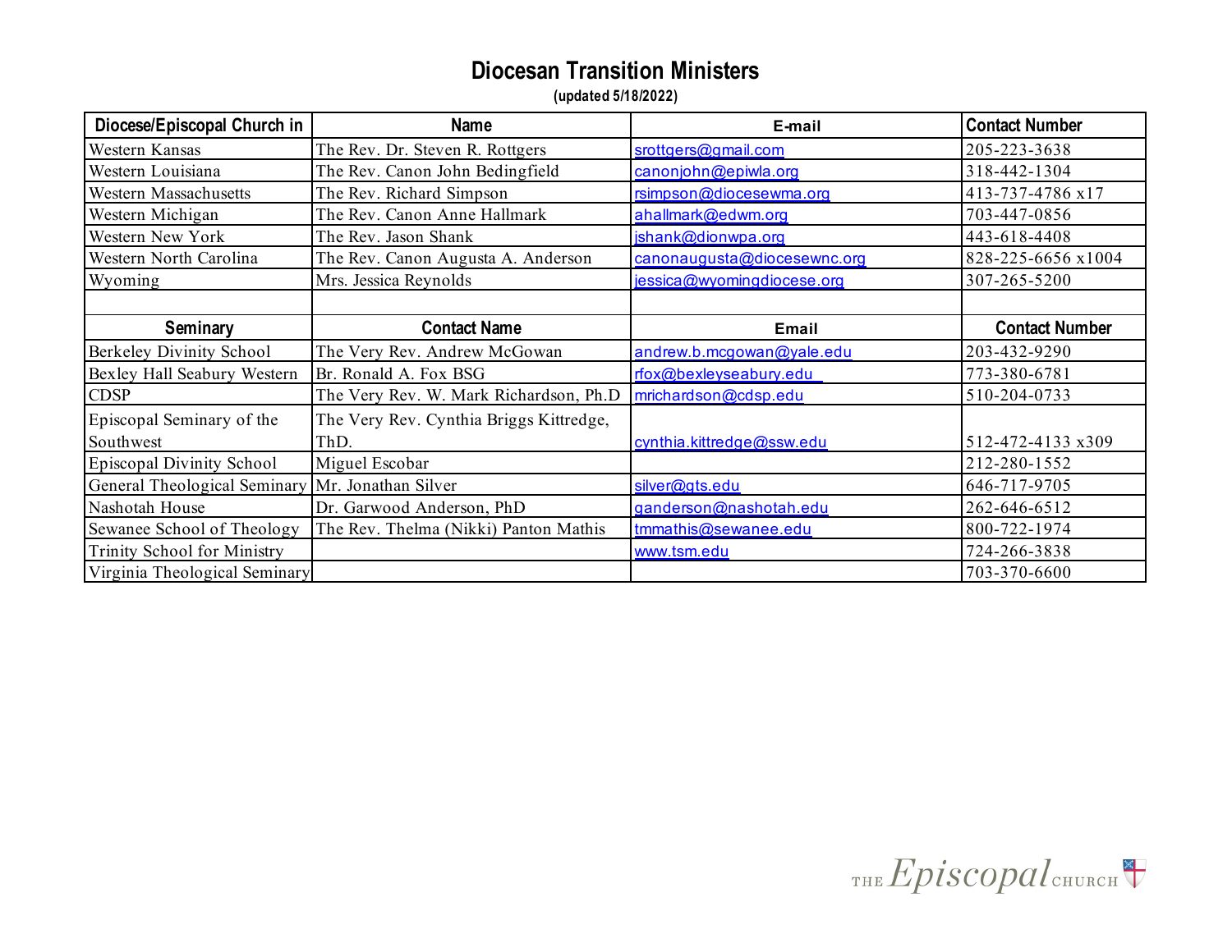# Diocesan Transition Ministers

**(updated 5/18/2022)**

| Diocese/Episcopal Church in | Name | E-mail | Contact Number |
|---|---|---|---|
| Western Kansas | The Rev. Dr. Steven R. Rottgers | srottgers@gmail.com | 205-223-3638 |
| Western Louisiana | The Rev. Canon John Bedingfield | canonjohn@epiwla.org | 318-442-1304 |
| Western Massachusetts | The Rev. Richard Simpson | rsimpson@diocesewma.org | 413-737-4786 x17 |
| Western Michigan | The Rev. Canon Anne Hallmark | ahallmark@edwm.org | 703-447-0856 |
| Western New York | The Rev. Jason Shank | jshank@dionwpa.org | 443-618-4408 |
| Western North Carolina | The Rev. Canon Augusta A. Anderson | canonaugusta@diocesewnc.org | 828-225-6656 x1004 |
| Wyoming | Mrs. Jessica Reynolds | jessica@wyomingdiocese.org | 307-265-5200 |
| | | | |
| **Seminary** | **Contact Name** | **Email** | **Contact Number** |
| Berkeley Divinity School | The Very Rev. Andrew McGowan | andrew.b.mcgowan@yale.edu | 203-432-9290 |
| Bexley Hall Seabury Western | Br. Ronald A. Fox BSG | rfox@bexleyseabury.edu | 773-380-6781 |
| CDSP | The Very Rev. W. Mark Richardson, Ph.D | mrichardson@cdsp.edu | 510-204-0733 |
| Episcopal Seminary of the Southwest | The Very Rev. Cynthia Briggs Kittredge, ThD. | cynthia.kittredge@ssw.edu | 512-472-4133 x309 |
| Episcopal Divinity School | Miguel Escobar | | 212-280-1552 |
| General Theological Seminary | Mr. Jonathan Silver | silver@gts.edu | 646-717-9705 |
| Nashotah House | Dr. Garwood Anderson, PhD | ganderson@nashotah.edu | 262-646-6512 |
| Sewanee School of Theology | The Rev. Thelma (Nikki) Panton Mathis | tmmathis@sewanee.edu | 800-722-1974 |
| Trinity School for Ministry | | www.tsm.edu | 724-266-3838 |
| Virginia Theological Seminary | | | 703-370-6600 |